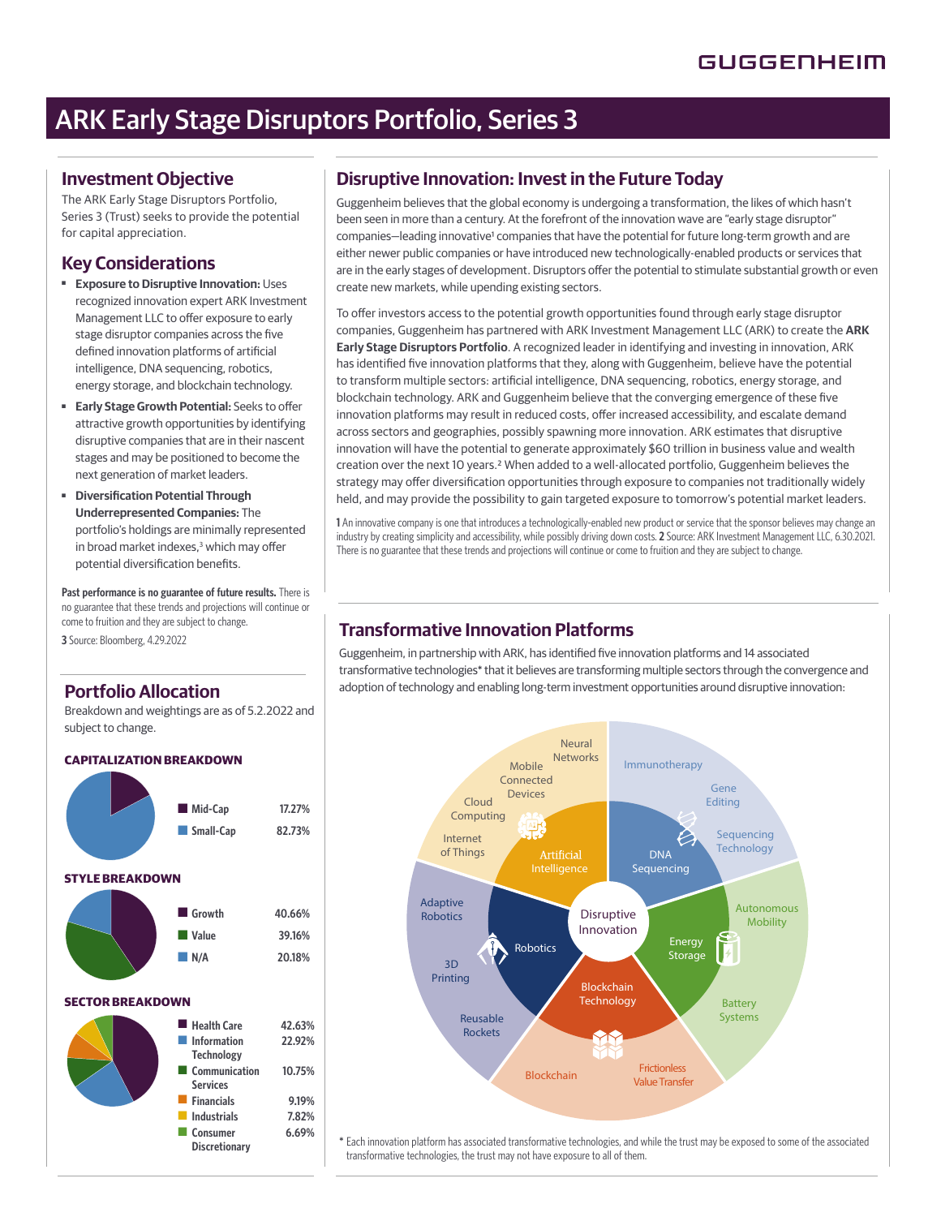# ARK Early Stage Disruptors Portfolio, Series 3

## Investment Objective

The ARK Early Stage Disruptors Portfolio, Series 3 (Trust) seeks to provide the potential for capital appreciation.

## Key Considerations

- **Exposure to Disruptive Innovation:** Uses recognized innovation expert ARK Investment Management LLC to offer exposure to early stage disruptor companies across the five defined innovation platforms of artificial intelligence, DNA sequencing, robotics, energy storage, and blockchain technology.
- **Early Stage Growth Potential:** Seeks to offer attractive growth opportunities by identifying disruptive companies that are in their nascent stages and may be positioned to become the next generation of market leaders.
- **Diversification Potential Through Underrepresented Companies:** The portfolio's holdings are minimally represented in broad market indexes,[3] which may offer potential diversification benefits.

**Past performance is no guarantee of future results.** There is no guarantee that these trends and projections will continue or come to fruition and they are subject to change.

**3** Source: Bloomberg, 4.29.2022

## Portfolio Allocation

Breakdown and weightings are as of 5.2.2022 and subject to change.

### CAPITALIZATION BREAKDOWN

| | |
|---|---|
| Mid-Cap | 17.27% |
| Small-Cap | 82.73% |

### STYLE BREAKDOWN

| | |
|---|---|
| Growth | 40.66% |
| Value | 39.16% |
| N/A | 20.18% |

### SECTOR BREAKDOWN

| | |
|---|---|
| Health Care | 42.63% |
| Information Technology | 22.92% |
| Communication Services | 10.75% |
| Financials | 9.19% |
| Industrials | 7.82% |
| Consumer Discretionary | 6.69% |

## Disruptive Innovation: Invest in the Future Today

Guggenheim believes that the global economy is undergoing a transformation, the likes of which hasn't been seen in more than a century. At the forefront of the innovation wave are "early stage disruptor" companies—leading innovative[1] companies that have the potential for future long-term growth and are either newer public companies or have introduced new technologically-enabled products or services that are in the early stages of development. Disruptors offer the potential to stimulate substantial growth or even create new markets, while upending existing sectors.

To offer investors access to the potential growth opportunities found through early stage disruptor companies, Guggenheim has partnered with ARK Investment Management LLC (ARK) to create the **ARK Early Stage Disruptors Portfolio**. A recognized leader in identifying and investing in innovation, ARK has identified five innovation platforms that they, along with Guggenheim, believe have the potential to transform multiple sectors: artificial intelligence, DNA sequencing, robotics, energy storage, and blockchain technology. ARK and Guggenheim believe that the converging emergence of these five innovation platforms may result in reduced costs, offer increased accessibility, and escalate demand across sectors and geographies, possibly spawning more innovation. ARK estimates that disruptive innovation will have the potential to generate approximately $60 trillion in business value and wealth creation over the next 10 years.[2] When added to a well-allocated portfolio, Guggenheim believes the strategy may offer diversification opportunities through exposure to companies not traditionally widely held, and may provide the possibility to gain targeted exposure to tomorrow's potential market leaders.

**1** An innovative company is one that introduces a technologically-enabled new product or service that the sponsor believes may change an industry by creating simplicity and accessibility, while possibly driving down costs. **2** Source: ARK Investment Management LLC, 6.30.2021. There is no guarantee that these trends and projections will continue or come to fruition and they are subject to change.

## Transformative Innovation Platforms

Guggenheim, in partnership with ARK, has identified five innovation platforms and 14 associated transformative technologies* that it believes are transforming multiple sectors through the convergence and adoption of technology and enabling long-term investment opportunities around disruptive innovation:

Disruptive Innovation

- **Artificial Intelligence:** Neural Networks, Mobile Connected Devices, Cloud Computing, Internet of Things
- **DNA Sequencing:** Immunotherapy, Gene Editing, Sequencing Technology
- **Energy Storage:** Autonomous Mobility, Battery Systems
- **Blockchain Technology:** Blockchain, Frictionless Value Transfer
- **Robotics:** Adaptive Robotics, 3D Printing, Reusable Rockets

\* Each innovation platform has associated transformative technologies, and while the trust may be exposed to some of the associated transformative technologies, the trust may not have exposure to all of them.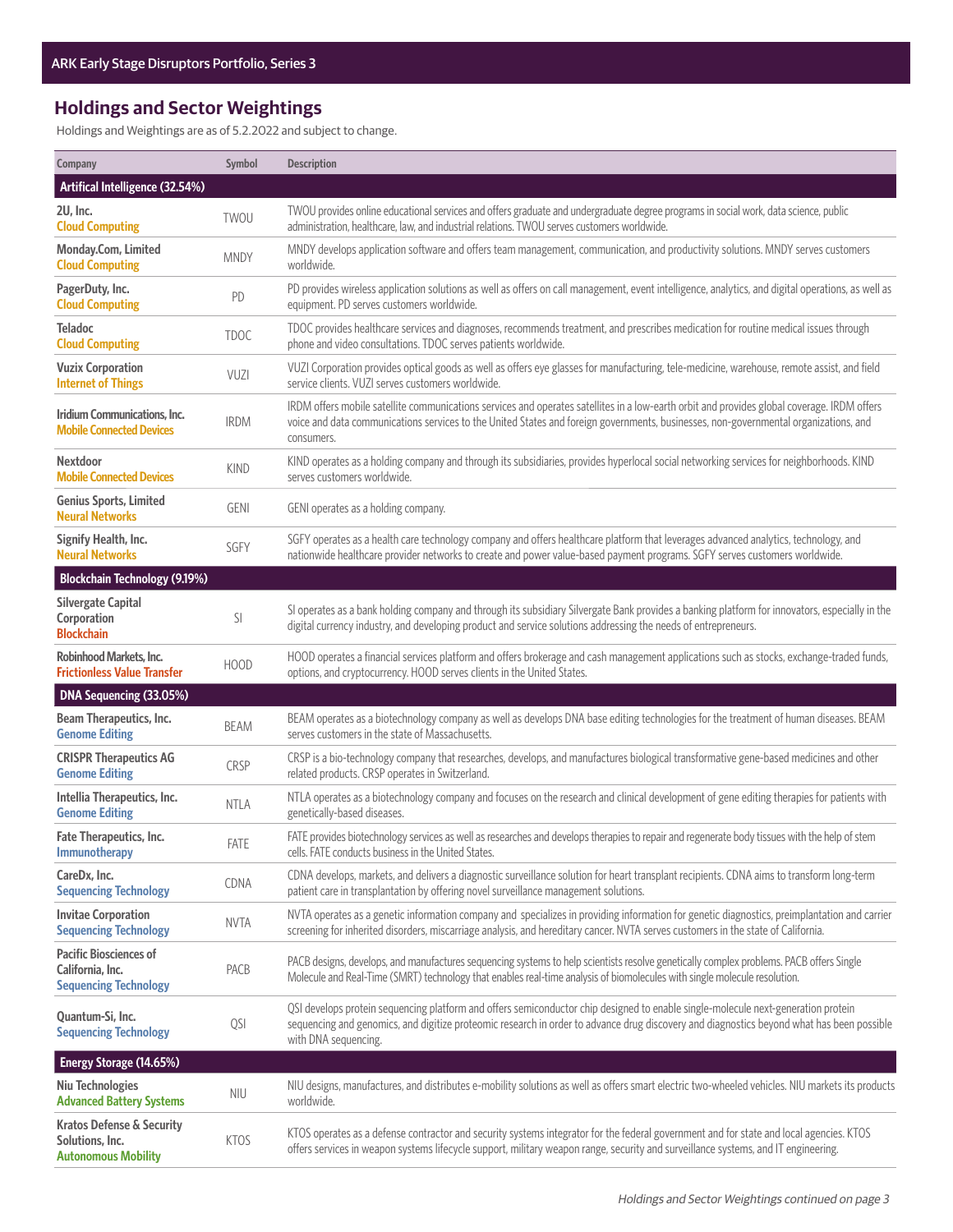## Holdings and Sector Weightings

Holdings and Weightings are as of 5.2.2022 and subject to change.

| Company | Symbol | Description |
|---|---|---|
| **Artifical Intelligence (32.54%)** | | |
| **2U, Inc.** Cloud Computing | TWOU | TWOU provides online educational services and offers graduate and undergraduate degree programs in social work, data science, public administration, healthcare, law, and industrial relations. TWOU serves customers worldwide. |
| **Monday.Com, Limited** Cloud Computing | MNDY | MNDY develops application software and offers team management, communication, and productivity solutions. MNDY serves customers worldwide. |
| **PagerDuty, Inc.** Cloud Computing | PD | PD provides wireless application solutions as well as offers on call management, event intelligence, analytics, and digital operations, as well as equipment. PD serves customers worldwide. |
| **Teladoc** Cloud Computing | TDOC | TDOC provides healthcare services and diagnoses, recommends treatment, and prescribes medication for routine medical issues through phone and video consultations. TDOC serves patients worldwide. |
| **Vuzix Corporation** Internet of Things | VUZI | VUZI Corporation provides optical goods as well as offers eye glasses for manufacturing, tele-medicine, warehouse, remote assist, and field service clients. VUZI serves customers worldwide. |
| **Iridium Communications, Inc.** Mobile Connected Devices | IRDM | IRDM offers mobile satellite communications services and operates satellites in a low-earth orbit and provides global coverage. IRDM offers voice and data communications services to the United States and foreign governments, businesses, non-governmental organizations, and consumers. |
| **Nextdoor** Mobile Connected Devices | KIND | KIND operates as a holding company and through its subsidiaries, provides hyperlocal social networking services for neighborhoods. KIND serves customers worldwide. |
| **Genius Sports, Limited** Neural Networks | GENI | GENI operates as a holding company. |
| **Signify Health, Inc.** Neural Networks | SGFY | SGFY operates as a health care technology company and offers healthcare platform that leverages advanced analytics, technology, and nationwide healthcare provider networks to create and power value-based payment programs. SGFY serves customers worldwide. |
| **Blockchain Technology (9.19%)** | | |
| **Silvergate Capital Corporation** Blockchain | SI | SI operates as a bank holding company and through its subsidiary Silvergate Bank provides a banking platform for innovators, especially in the digital currency industry, and developing product and service solutions addressing the needs of entrepreneurs. |
| **Robinhood Markets, Inc.** Frictionless Value Transfer | HOOD | HOOD operates a financial services platform and offers brokerage and cash management applications such as stocks, exchange-traded funds, options, and cryptocurrency. HOOD serves clients in the United States. |
| **DNA Sequencing (33.05%)** | | |
| **Beam Therapeutics, Inc.** Genome Editing | BEAM | BEAM operates as a biotechnology company as well as develops DNA base editing technologies for the treatment of human diseases. BEAM serves customers in the state of Massachusetts. |
| **CRISPR Therapeutics AG** Genome Editing | CRSP | CRSP is a bio-technology company that researches, develops, and manufactures biological transformative gene-based medicines and other related products. CRSP operates in Switzerland. |
| **Intellia Therapeutics, Inc.** Genome Editing | NTLA | NTLA operates as a biotechnology company and focuses on the research and clinical development of gene editing therapies for patients with genetically-based diseases. |
| **Fate Therapeutics, Inc.** Immunotherapy | FATE | FATE provides biotechnology services as well as researches and develops therapies to repair and regenerate body tissues with the help of stem cells. FATE conducts business in the United States. |
| **CareDx, Inc.** Sequencing Technology | CDNA | CDNA develops, markets, and delivers a diagnostic surveillance solution for heart transplant recipients. CDNA aims to transform long-term patient care in transplantation by offering novel surveillance management solutions. |
| **Invitae Corporation** Sequencing Technology | NVTA | NVTA operates as a genetic information company and specializes in providing information for genetic diagnostics, preimplantation and carrier screening for inherited disorders, miscarriage analysis, and hereditary cancer. NVTA serves customers in the state of California. |
| **Pacific Biosciences of California, Inc.** Sequencing Technology | PACB | PACB designs, develops, and manufactures sequencing systems to help scientists resolve genetically complex problems. PACB offers Single Molecule and Real-Time (SMRT) technology that enables real-time analysis of biomolecules with single molecule resolution. |
| **Quantum-Si, Inc.** Sequencing Technology | QSI | QSI develops protein sequencing platform and offers semiconductor chip designed to enable single-molecule next-generation protein sequencing and genomics, and digitize proteomic research in order to advance drug discovery and diagnostics beyond what has been possible with DNA sequencing. |
| **Energy Storage (14.65%)** | | |
| **Niu Technologies** Advanced Battery Systems | NIU | NIU designs, manufactures, and distributes e-mobility solutions as well as offers smart electric two-wheeled vehicles. NIU markets its products worldwide. |
| **Kratos Defense & Security Solutions, Inc.** Autonomous Mobility | KTOS | KTOS operates as a defense contractor and security systems integrator for the federal government and for state and local agencies. KTOS offers services in weapon systems lifecycle support, military weapon range, security and surveillance systems, and IT engineering. |

*Holdings and Sector Weightings continued on page 3*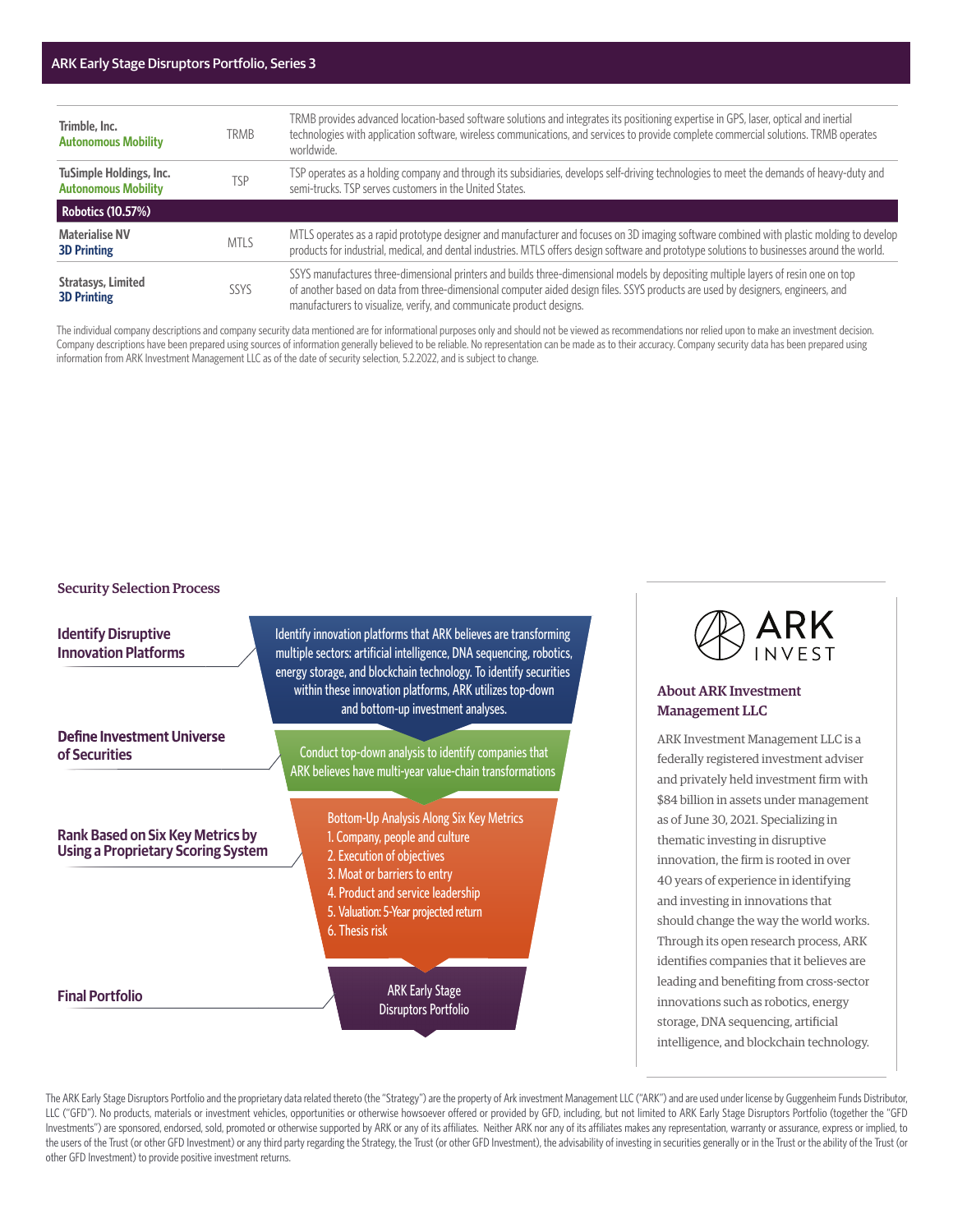| Company | Ticker | Description |
|---|---|---|
| **Trimble, Inc.** **Autonomous Mobility** | TRMB | TRMB provides advanced location-based software solutions and integrates its positioning expertise in GPS, laser, optical and inertial technologies with application software, wireless communications, and services to provide complete commercial solutions. TRMB operates worldwide. |
| **TuSimple Holdings, Inc.** **Autonomous Mobility** | TSP | TSP operates as a holding company and through its subsidiaries, develops self-driving technologies to meet the demands of heavy-duty and semi-trucks. TSP serves customers in the United States. |
| **Robotics (10.57%)** | | |
| **Materialise NV** **3D Printing** | MTLS | MTLS operates as a rapid prototype designer and manufacturer and focuses on 3D imaging software combined with plastic molding to develop products for industrial, medical, and dental industries. MTLS offers design software and prototype solutions to businesses around the world. |
| **Stratasys, Limited** **3D Printing** | SSYS | SSYS manufactures three-dimensional printers and builds three-dimensional models by depositing multiple layers of resin one on top of another based on data from three-dimensional computer aided design files. SSYS products are used by designers, engineers, and manufacturers to visualize, verify, and communicate product designs. |

The individual company descriptions and company security data mentioned are for informational purposes only and should not be viewed as recommendations nor relied upon to make an investment decision. Company descriptions have been prepared using sources of information generally believed to be reliable. No representation can be made as to their accuracy. Company security data has been prepared using information from ARK Investment Management LLC as of the date of security selection, 5.2.2022, and is subject to change.

## Security Selection Process

**Identify Disruptive Innovation Platforms**

Identify innovation platforms that ARK believes are transforming multiple sectors: artificial intelligence, DNA sequencing, robotics, energy storage, and blockchain technology. To identify securities within these innovation platforms, ARK utilizes top-down and bottom-up investment analyses.

**Define Investment Universe of Securities**

Conduct top-down analysis to identify companies that ARK believes have multi-year value-chain transformations

**Rank Based on Six Key Metrics by Using a Proprietary Scoring System**

Bottom-Up Analysis Along Six Key Metrics

1. Company, people and culture
2. Execution of objectives
3. Moat or barriers to entry
4. Product and service leadership
5. Valuation: 5-Year projected return
6. Thesis risk

**Final Portfolio**

ARK Early Stage Disruptors Portfolio

### About ARK Investment Management LLC

ARK Investment Management LLC is a federally registered investment adviser and privately held investment firm with $84 billion in assets under management as of June 30, 2021. Specializing in thematic investing in disruptive innovation, the firm is rooted in over 40 years of experience in identifying and investing in innovations that should change the way the world works. Through its open research process, ARK identifies companies that it believes are leading and benefiting from cross-sector innovations such as robotics, energy storage, DNA sequencing, artificial intelligence, and blockchain technology.

The ARK Early Stage Disruptors Portfolio and the proprietary data related thereto (the "Strategy") are the property of Ark investment Management LLC ("ARK") and are used under license by Guggenheim Funds Distributor, LLC ("GFD"). No products, materials or investment vehicles, opportunities or otherwise howsoever offered or provided by GFD, including, but not limited to ARK Early Stage Disruptors Portfolio (together the "GFD Investments") are sponsored, endorsed, sold, promoted or otherwise supported by ARK or any of its affiliates. Neither ARK nor any of its affiliates makes any representation, warranty or assurance, express or implied, to the users of the Trust (or other GFD Investment) or any third party regarding the Strategy, the Trust (or other GFD Investment), the advisability of investing in securities generally or in the Trust or the ability of the Trust (or other GFD Investment) to provide positive investment returns.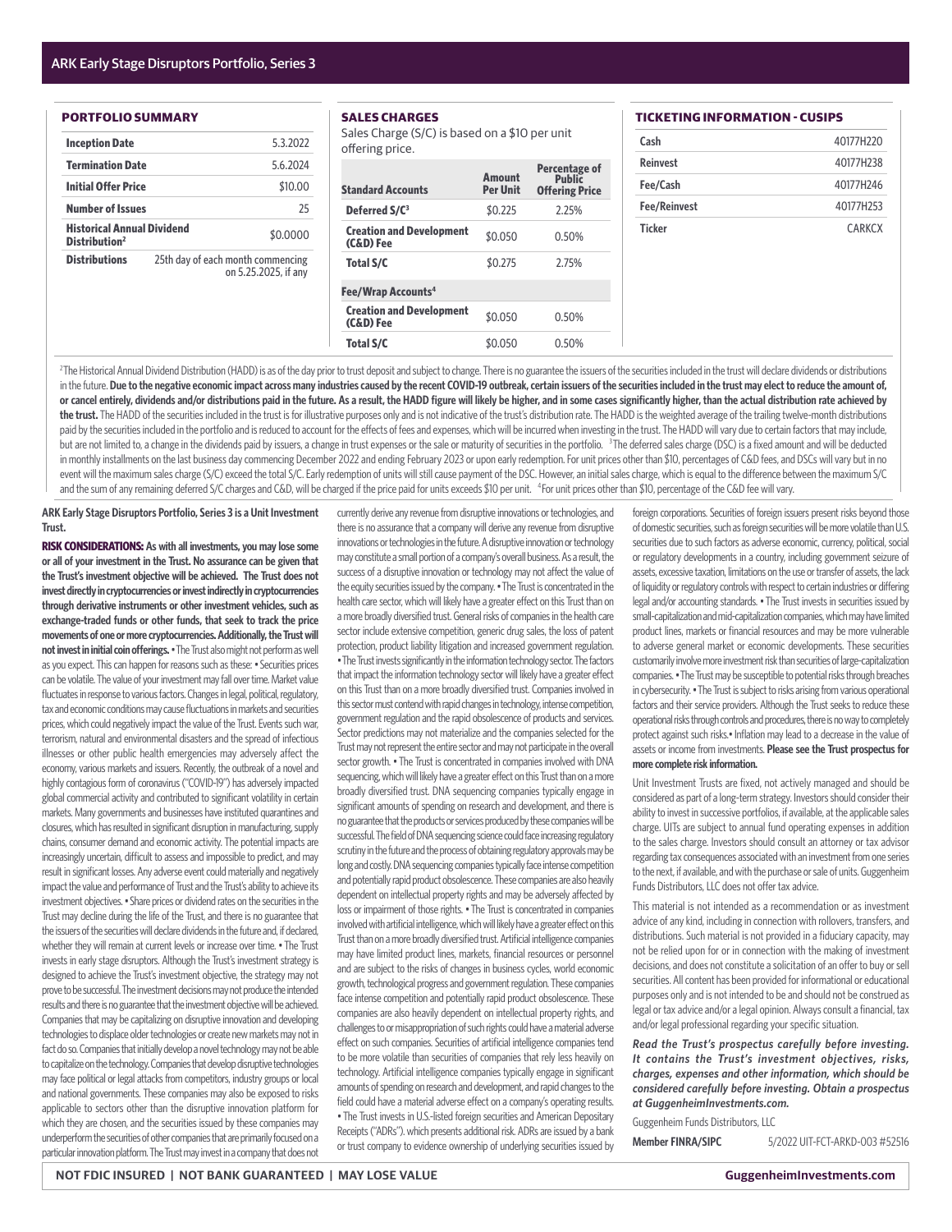## ARK Early Stage Disruptors Portfolio, Series 3

### PORTFOLIO SUMMARY

| | |
|---|---|
| **Inception Date** | 5.3.2022 |
| **Termination Date** | 5.6.2024 |
| **Initial Offer Price** | $10.00 |
| **Number of Issues** | 25 |
| **Historical Annual Dividend Distribution**[2] | $0.0000 |
| **Distributions** | 25th day of each month commencing on 5.25.2025, if any |

### SALES CHARGES

Sales Charge (S/C) is based on a $10 per unit offering price.

| **Standard Accounts** | **Amount Per Unit** | **Percentage of Public Offering Price** |
|---|---|---|
| **Deferred S/C**[3] | $0.225 | 2.25% |
| **Creation and Development (C&D) Fee** | $0.050 | 0.50% |
| **Total S/C** | $0.275 | 2.75% |
| **Fee/Wrap Accounts**[4] | | |
| **Creation and Development (C&D) Fee** | $0.050 | 0.50% |
| **Total S/C** | $0.050 | 0.50% |

### TICKETING INFORMATION - CUSIPS

| | |
|---|---|
| **Cash** | 40177H220 |
| **Reinvest** | 40177H238 |
| **Fee/Cash** | 40177H246 |
| **Fee/Reinvest** | 40177H253 |
| **Ticker** | CARKCX |

[2]The Historical Annual Dividend Distribution (HADD) is as of the day prior to trust deposit and subject to change. There is no guarantee the issuers of the securities included in the trust will declare dividends or distributions in the future. **Due to the negative economic impact across many industries caused by the recent COVID-19 outbreak, certain issuers of the securities included in the trust may elect to reduce the amount of, or cancel entirely, dividends and/or distributions paid in the future. As a result, the HADD figure will likely be higher, and in some cases significantly higher, than the actual distribution rate achieved by the trust.** The HADD of the securities included in the trust is for illustrative purposes only and is not indicative of the trust's distribution rate. The HADD is the weighted average of the trailing twelve-month distributions paid by the securities included in the portfolio and is reduced to account for the effects of fees and expenses, which will be incurred when investing in the trust. The HADD will vary due to certain factors that may include, but are not limited to, a change in the dividends paid by issuers, a change in trust expenses or the sale or maturity of securities in the portfolio. [3]The deferred sales charge (DSC) is a fixed amount and will be deducted in monthly installments on the last business day commencing December 2022 and ending February 2023 or upon early redemption. For unit prices other than $10, percentages of C&D fees, and DSCs will vary but in no event will the maximum sales charge (S/C) exceed the total S/C. Early redemption of units will still cause payment of the DSC. However, an initial sales charge, which is equal to the difference between the maximum S/C and the sum of any remaining deferred S/C charges and C&D, will be charged if the price paid for units exceeds $10 per unit. [4]For unit prices other than $10, percentage of the C&D fee will vary.

**ARK Early Stage Disruptors Portfolio, Series 3 is a Unit Investment Trust.**

**RISK CONSIDERATIONS: As with all investments, you may lose some or all of your investment in the Trust. No assurance can be given that the Trust's investment objective will be achieved. The Trust does not invest directly in cryptocurrencies or invest indirectly in cryptocurrencies through derivative instruments or other investment vehicles, such as exchange-traded funds or other funds, that seek to track the price movements of one or more cryptocurrencies. Additionally, the Trust will not invest in initial coin offerings.** • The Trust also might not perform as well as you expect. This can happen for reasons such as these: • Securities prices can be volatile. The value of your investment may fall over time. Market value fluctuates in response to various factors. Changes in legal, political, regulatory, tax and economic conditions may cause fluctuations in markets and securities prices, which could negatively impact the value of the Trust. Events such war, terrorism, natural and environmental disasters and the spread of infectious illnesses or other public health emergencies may adversely affect the economy, various markets and issuers. Recently, the outbreak of a novel and highly contagious form of coronavirus ("COVID-19") has adversely impacted global commercial activity and contributed to significant volatility in certain markets. Many governments and businesses have instituted quarantines and closures, which has resulted in significant disruption in manufacturing, supply chains, consumer demand and economic activity. The potential impacts are increasingly uncertain, difficult to assess and impossible to predict, and may result in significant losses. Any adverse event could materially and negatively impact the value and performance of Trust and the Trust's ability to achieve its investment objectives. • Share prices or dividend rates on the securities in the Trust may decline during the life of the Trust, and there is no guarantee that the issuers of the securities will declare dividends in the future and, if declared, whether they will remain at current levels or increase over time. • The Trust invests in early stage disruptors. Although the Trust's investment strategy is designed to achieve the Trust's investment objective, the strategy may not prove to be successful. The investment decisions may not produce the intended results and there is no guarantee that the investment objective will be achieved. Companies that may be capitalizing on disruptive innovation and developing technologies to displace older technologies or create new markets may not in fact do so. Companies that initially develop a novel technology may not be able to capitalize on the technology. Companies that develop disruptive technologies may face political or legal attacks from competitors, industry groups or local and national governments. These companies may also be exposed to risks applicable to sectors other than the disruptive innovation platform for which they are chosen, and the securities issued by these companies may underperform the securities of other companies that are primarily focused on a particular innovation platform. The Trust may invest in a company that does not currently derive any revenue from disruptive innovations or technologies, and there is no assurance that a company will derive any revenue from disruptive innovations or technologies in the future. A disruptive innovation or technology may constitute a small portion of a company's overall business. As a result, the success of a disruptive innovation or technology may not affect the value of the equity securities issued by the company. • The Trust is concentrated in the health care sector, which will likely have a greater effect on this Trust than on a more broadly diversified trust. General risks of companies in the health care sector include extensive competition, generic drug sales, the loss of patent protection, product liability litigation and increased government regulation. • The Trust invests significantly in the information technology sector. The factors that impact the information technology sector will likely have a greater effect on this Trust than on a more broadly diversified trust. Companies involved in this sector must contend with rapid changes in technology, intense competition, government regulation and the rapid obsolescence of products and services. Sector predictions may not materialize and the companies selected for the Trust may not represent the entire sector and may not participate in the overall sector growth. • The Trust is concentrated in companies involved with DNA sequencing, which will likely have a greater effect on this Trust than on a more broadly diversified trust. DNA sequencing companies typically engage in significant amounts of spending on research and development, and there is no guarantee that the products or services produced by these companies will be successful. The field of DNA sequencing science could face increasing regulatory scrutiny in the future and the process of obtaining regulatory approvals may be long and costly. DNA sequencing companies typically face intense competition and potentially rapid product obsolescence. These companies are also heavily dependent on intellectual property rights and may be adversely affected by loss or impairment of those rights. • The Trust is concentrated in companies involved with artificial intelligence, which will likely have a greater effect on this Trust than on a more broadly diversified trust. Artificial intelligence companies may have limited product lines, markets, financial resources or personnel and are subject to the risks of changes in business cycles, world economic growth, technological progress and government regulation. These companies face intense competition and potentially rapid product obsolescence. These companies are also heavily dependent on intellectual property rights, and challenges to or misappropriation of such rights could have a material adverse effect on such companies. Securities of artificial intelligence companies tend to be more volatile than securities of companies that rely less heavily on technology. Artificial intelligence companies typically engage in significant amounts of spending on research and development, and rapid changes to the field could have a material adverse effect on a company's operating results. • The Trust invests in U.S.-listed foreign securities and American Depositary Receipts ("ADRs"). which presents additional risk. ADRs are issued by a bank or trust company to evidence ownership of underlying securities issued by foreign corporations. Securities of foreign issuers present risks beyond those of domestic securities, such as foreign securities will be more volatile than U.S. securities due to such factors as adverse economic, currency, political, social or regulatory developments in a country, including government seizure of assets, excessive taxation, limitations on the use or transfer of assets, the lack of liquidity or regulatory controls with respect to certain industries or differing legal and/or accounting standards. • The Trust invests in securities issued by small-capitalization and mid-capitalization companies, which may have limited product lines, markets or financial resources and may be more vulnerable to adverse general market or economic developments. These securities customarily involve more investment risk than securities of large-capitalization companies. • The Trust may be susceptible to potential risks through breaches in cybersecurity. • The Trust is subject to risks arising from various operational factors and their service providers. Although the Trust seeks to reduce these operational risks through controls and procedures, there is no way to completely protect against such risks.• Inflation may lead to a decrease in the value of assets or income from investments. **Please see the Trust prospectus for more complete risk information.**

Unit Investment Trusts are fixed, not actively managed and should be considered as part of a long-term strategy. Investors should consider their ability to invest in successive portfolios, if available, at the applicable sales charge. UITs are subject to annual fund operating expenses in addition to the sales charge. Investors should consult an attorney or tax advisor regarding tax consequences associated with an investment from one series to the next, if available, and with the purchase or sale of units. Guggenheim Funds Distributors, LLC does not offer tax advice.

This material is not intended as a recommendation or as investment advice of any kind, including in connection with rollovers, transfers, and distributions. Such material is not provided in a fiduciary capacity, may not be relied upon for or in connection with the making of investment decisions, and does not constitute a solicitation of an offer to buy or sell securities. All content has been provided for informational or educational purposes only and is not intended to be and should not be construed as legal or tax advice and/or a legal opinion. Always consult a financial, tax and/or legal professional regarding your specific situation.

***Read the Trust's prospectus carefully before investing. It contains the Trust's investment objectives, risks, charges, expenses and other information, which should be considered carefully before investing. Obtain a prospectus at GuggenheimInvestments.com.***

Guggenheim Funds Distributors, LLC

**Member FINRA/SIPC** 5/2022 UIT-FCT-ARKD-003 #52516

**NOT FDIC INSURED | NOT BANK GUARANTEED | MAY LOSE VALUE**

**GuggenheimInvestments.com**